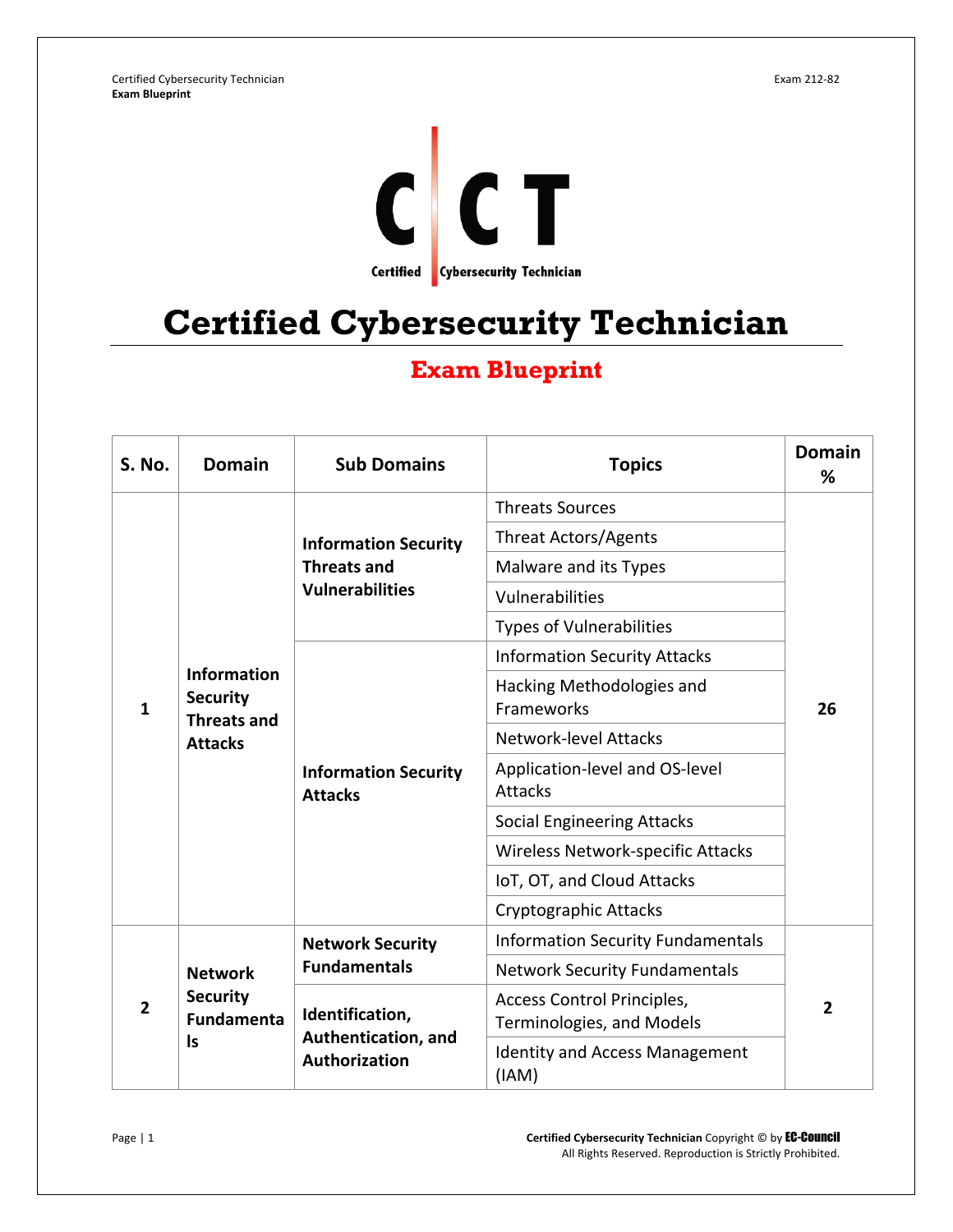# Certified Cybersecurity Technician

## Exam Blueprint

| S. No. | Domain | Sub Domains | Topics | Domain % |
|---|---|---|---|---|
| 1 | Information Security Threats and Attacks | Information Security Threats and Vulnerabilities | Threats Sources | 26 |
| | | | Threat Actors/Agents | |
| | | | Malware and its Types | |
| | | | Vulnerabilities | |
| | | | Types of Vulnerabilities | |
| | | Information Security Attacks | Information Security Attacks | |
| | | | Hacking Methodologies and Frameworks | |
| | | | Network-level Attacks | |
| | | | Application-level and OS-level Attacks | |
| | | | Social Engineering Attacks | |
| | | | Wireless Network-specific Attacks | |
| | | | IoT, OT, and Cloud Attacks | |
| | | | Cryptographic Attacks | |
| 2 | Network Security Fundamentals | Network Security Fundamentals | Information Security Fundamentals | 2 |
| | | | Network Security Fundamentals | |
| | | Identification, Authentication, and Authorization | Access Control Principles, Terminologies, and Models | |
| | | | Identity and Access Management (IAM) | |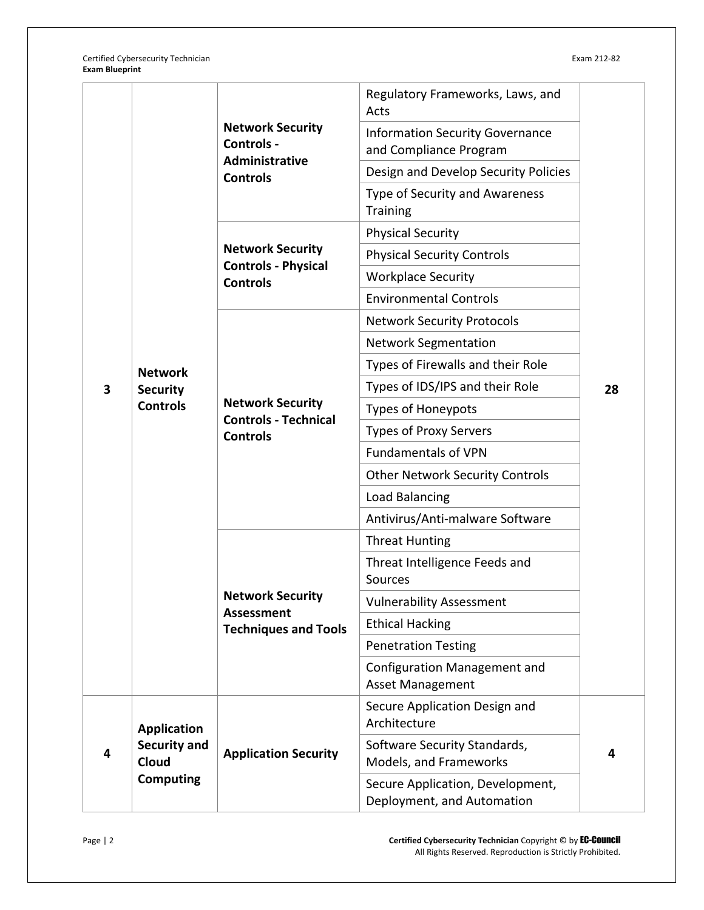| | | | | |
|---|---|---|---|---|
| **3** | **Network Security Controls** | **Network Security Controls - Administrative Controls** | Regulatory Frameworks, Laws, and Acts | **28** |
| | | | Information Security Governance and Compliance Program | |
| | | | Design and Develop Security Policies | |
| | | | Type of Security and Awareness Training | |
| | | **Network Security Controls - Physical Controls** | Physical Security | |
| | | | Physical Security Controls | |
| | | | Workplace Security | |
| | | | Environmental Controls | |
| | | **Network Security Controls - Technical Controls** | Network Security Protocols | |
| | | | Network Segmentation | |
| | | | Types of Firewalls and their Role | |
| | | | Types of IDS/IPS and their Role | |
| | | | Types of Honeypots | |
| | | | Types of Proxy Servers | |
| | | | Fundamentals of VPN | |
| | | | Other Network Security Controls | |
| | | | Load Balancing | |
| | | | Antivirus/Anti-malware Software | |
| | | **Network Security Assessment Techniques and Tools** | Threat Hunting | |
| | | | Threat Intelligence Feeds and Sources | |
| | | | Vulnerability Assessment | |
| | | | Ethical Hacking | |
| | | | Penetration Testing | |
| | | | Configuration Management and Asset Management | |
| **4** | **Application Security and Cloud Computing** | **Application Security** | Secure Application Design and Architecture | **4** |
| | | | Software Security Standards, Models, and Frameworks | |
| | | | Secure Application, Development, Deployment, and Automation | |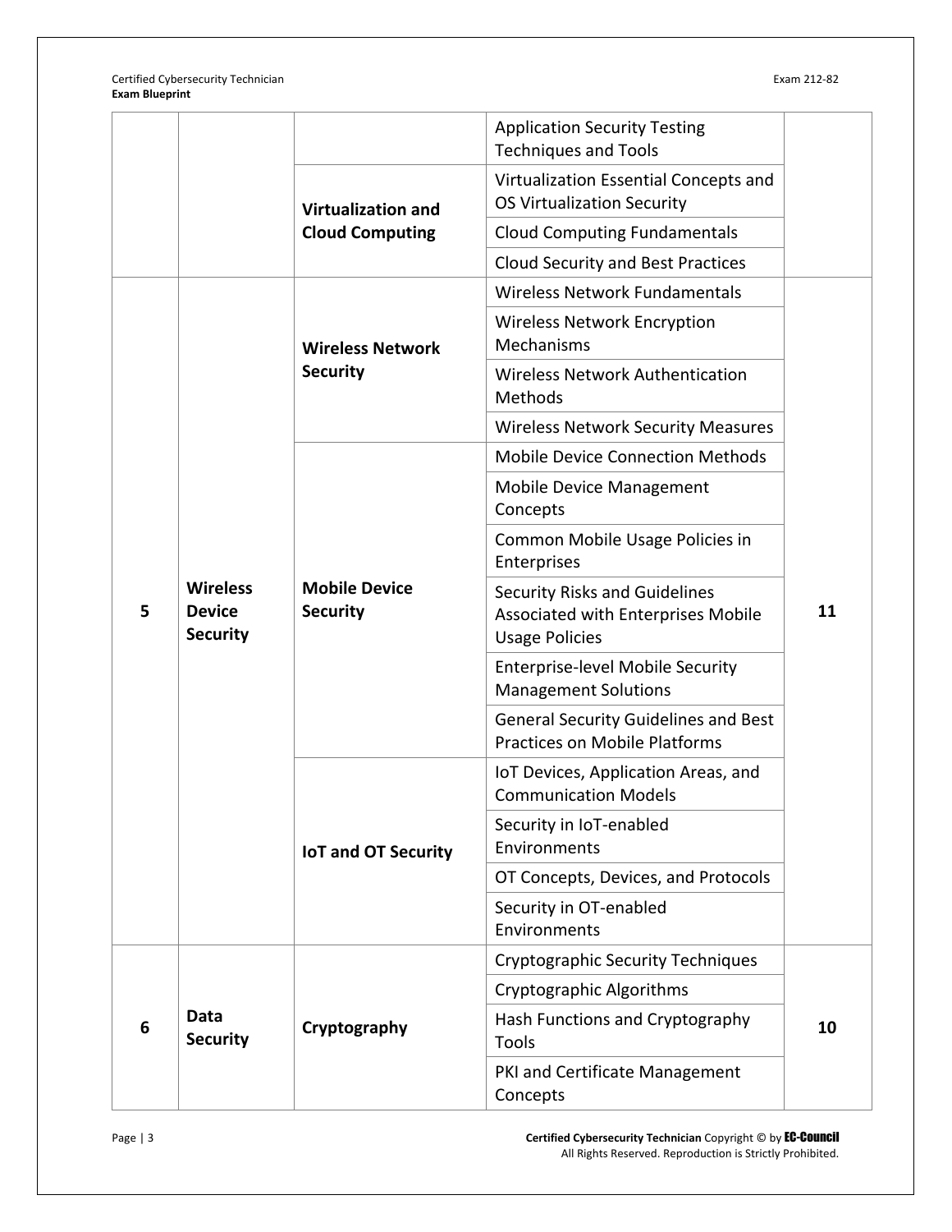| | | | Application Security Testing Techniques and Tools | |
|---|---|---|---|---|
| | | **Virtualization and Cloud Computing** | Virtualization Essential Concepts and OS Virtualization Security | |
| | | | Cloud Computing Fundamentals | |
| | | | Cloud Security and Best Practices | |
| **5** | **Wireless Device Security** | **Wireless Network Security** | Wireless Network Fundamentals | **11** |
| | | | Wireless Network Encryption Mechanisms | |
| | | | Wireless Network Authentication Methods | |
| | | | Wireless Network Security Measures | |
| | | **Mobile Device Security** | Mobile Device Connection Methods | |
| | | | Mobile Device Management Concepts | |
| | | | Common Mobile Usage Policies in Enterprises | |
| | | | Security Risks and Guidelines Associated with Enterprises Mobile Usage Policies | |
| | | | Enterprise-level Mobile Security Management Solutions | |
| | | | General Security Guidelines and Best Practices on Mobile Platforms | |
| | | **IoT and OT Security** | IoT Devices, Application Areas, and Communication Models | |
| | | | Security in IoT-enabled Environments | |
| | | | OT Concepts, Devices, and Protocols | |
| | | | Security in OT-enabled Environments | |
| **6** | **Data Security** | **Cryptography** | Cryptographic Security Techniques | **10** |
| | | | Cryptographic Algorithms | |
| | | | Hash Functions and Cryptography Tools | |
| | | | PKI and Certificate Management Concepts | |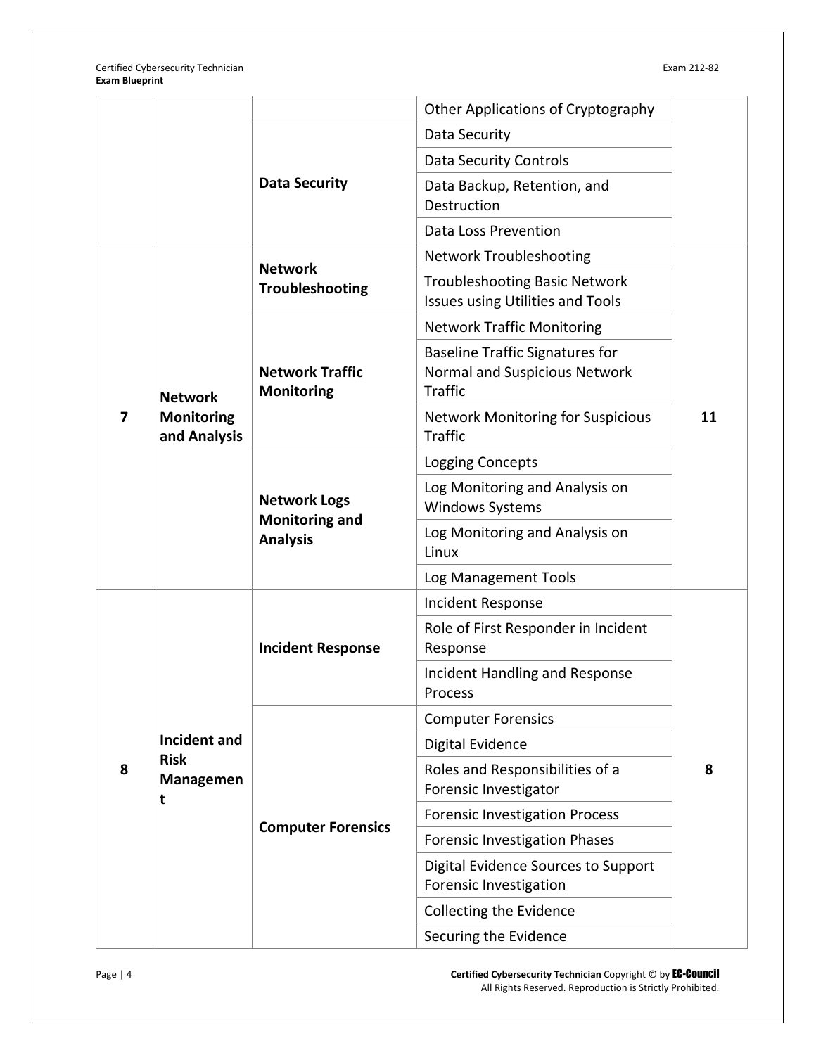| | | | Other Applications of Cryptography | |
|---|---|---|---|---|
| | | **Data Security** | Data Security | |
| | | | Data Security Controls | |
| | | | Data Backup, Retention, and Destruction | |
| | | | Data Loss Prevention | |
| **7** | **Network Monitoring and Analysis** | **Network Troubleshooting** | Network Troubleshooting | **11** |
| | | | Troubleshooting Basic Network Issues using Utilities and Tools | |
| | | **Network Traffic Monitoring** | Network Traffic Monitoring | |
| | | | Baseline Traffic Signatures for Normal and Suspicious Network Traffic | |
| | | | Network Monitoring for Suspicious Traffic | |
| | | **Network Logs Monitoring and Analysis** | Logging Concepts | |
| | | | Log Monitoring and Analysis on Windows Systems | |
| | | | Log Monitoring and Analysis on Linux | |
| | | | Log Management Tools | |
| **8** | **Incident and Risk Management** | **Incident Response** | Incident Response | **8** |
| | | | Role of First Responder in Incident Response | |
| | | | Incident Handling and Response Process | |
| | | **Computer Forensics** | Computer Forensics | |
| | | | Digital Evidence | |
| | | | Roles and Responsibilities of a Forensic Investigator | |
| | | | Forensic Investigation Process | |
| | | | Forensic Investigation Phases | |
| | | | Digital Evidence Sources to Support Forensic Investigation | |
| | | | Collecting the Evidence | |
| | | | Securing the Evidence | |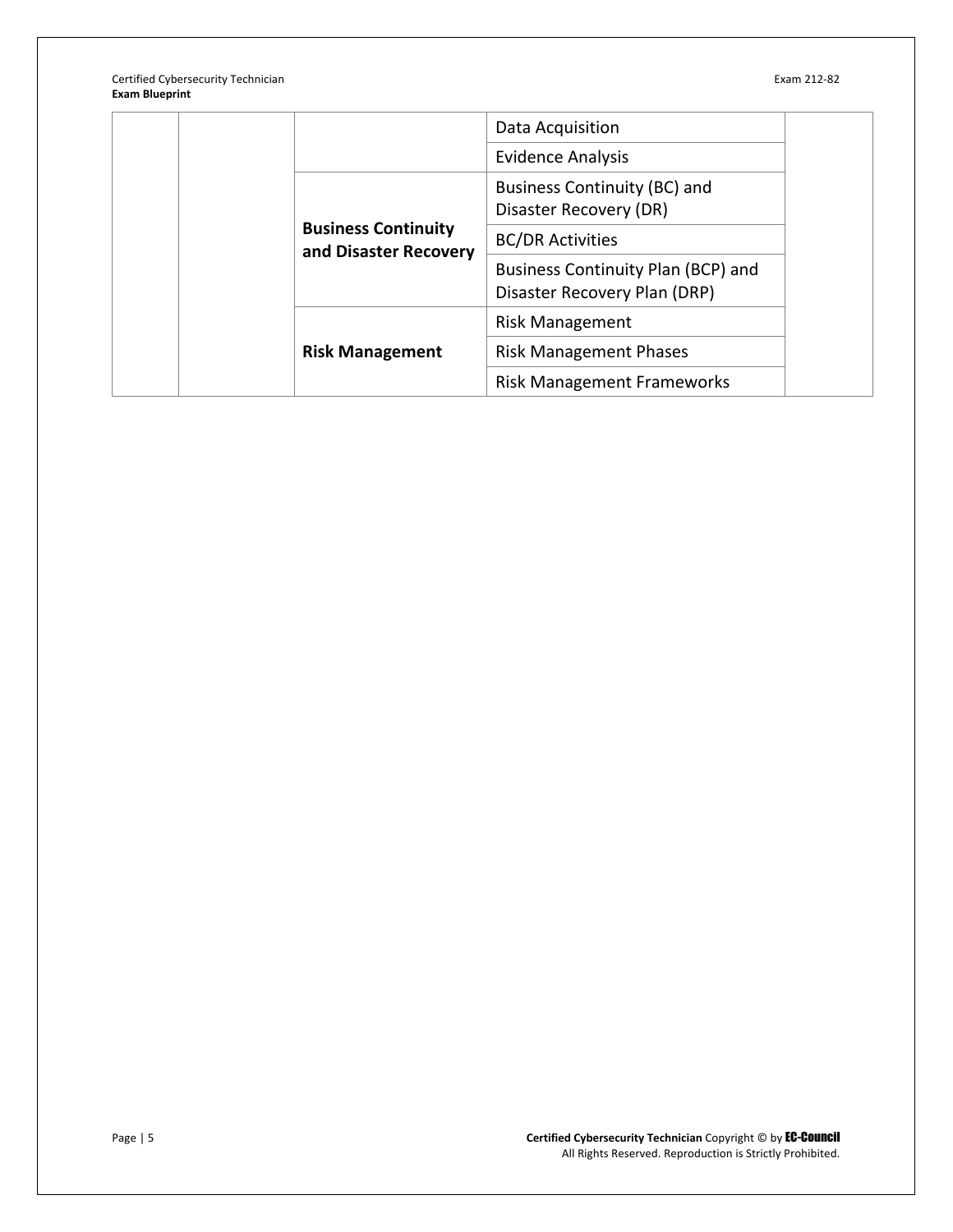| | | | | |
|---|---|---|---|---|
| | | | Data Acquisition | |
| | | | Evidence Analysis | |
| | | **Business Continuity and Disaster Recovery** | Business Continuity (BC) and Disaster Recovery (DR) | |
| | | | BC/DR Activities | |
| | | | Business Continuity Plan (BCP) and Disaster Recovery Plan (DRP) | |
| | | **Risk Management** | Risk Management | |
| | | | Risk Management Phases | |
| | | | Risk Management Frameworks | |